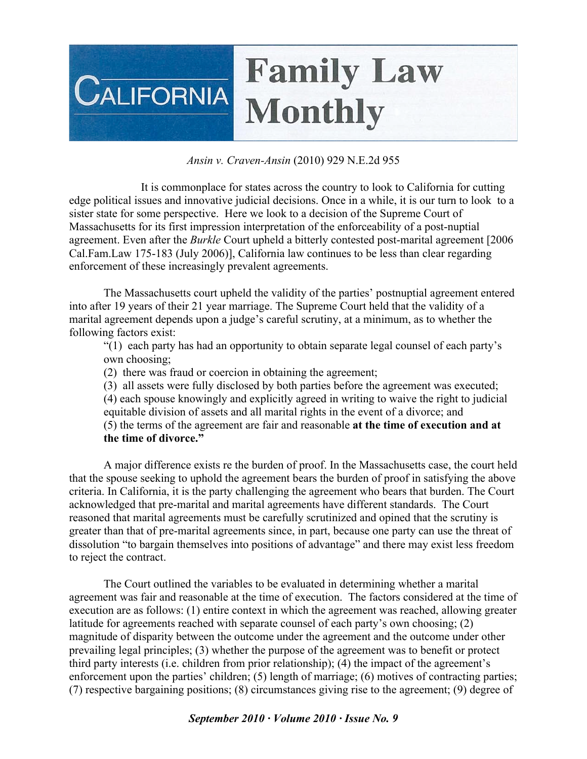# CALIFORNIA Family Law Monthly

*Ansin v. Craven-Ansin* (2010) 929 N.E.2d 955

It is commonplace for states across the country to look to California for cutting edge political issues and innovative judicial decisions. Once in a while, it is our turn to look to a sister state for some perspective. Here we look to a decision of the Supreme Court of Massachusetts for its first impression interpretation of the enforceability of a post-nuptial agreement. Even after the *Burkle* Court upheld a bitterly contested post-marital agreement [2006 Cal.Fam.Law 175-183 (July 2006)], California law continues to be less than clear regarding enforcement of these increasingly prevalent agreements.

The Massachusetts court upheld the validity of the parties' postnuptial agreement entered into after 19 years of their 21 year marriage. The Supreme Court held that the validity of a marital agreement depends upon a judge's careful scrutiny, at a minimum, as to whether the following factors exist:

"(1) each party has had an opportunity to obtain separate legal counsel of each party's own choosing;
(2) there was fraud or coercion in obtaining the agreement;
(3) all assets were fully disclosed by both parties before the agreement was executed;
(4) each spouse knowingly and explicitly agreed in writing to waive the right to judicial equitable division of assets and all marital rights in the event of a divorce; and
(5) the terms of the agreement are fair and reasonable **at the time of execution and at the time of divorce."**

A major difference exists re the burden of proof. In the Massachusetts case, the court held that the spouse seeking to uphold the agreement bears the burden of proof in satisfying the above criteria. In California, it is the party challenging the agreement who bears that burden. The Court acknowledged that pre-marital and marital agreements have different standards. The Court reasoned that marital agreements must be carefully scrutinized and opined that the scrutiny is greater than that of pre-marital agreements since, in part, because one party can use the threat of dissolution "to bargain themselves into positions of advantage" and there may exist less freedom to reject the contract.

The Court outlined the variables to be evaluated in determining whether a marital agreement was fair and reasonable at the time of execution. The factors considered at the time of execution are as follows: (1) entire context in which the agreement was reached, allowing greater latitude for agreements reached with separate counsel of each party's own choosing; (2) magnitude of disparity between the outcome under the agreement and the outcome under other prevailing legal principles; (3) whether the purpose of the agreement was to benefit or protect third party interests (i.e. children from prior relationship); (4) the impact of the agreement's enforcement upon the parties' children; (5) length of marriage; (6) motives of contracting parties; (7) respective bargaining positions; (8) circumstances giving rise to the agreement; (9) degree of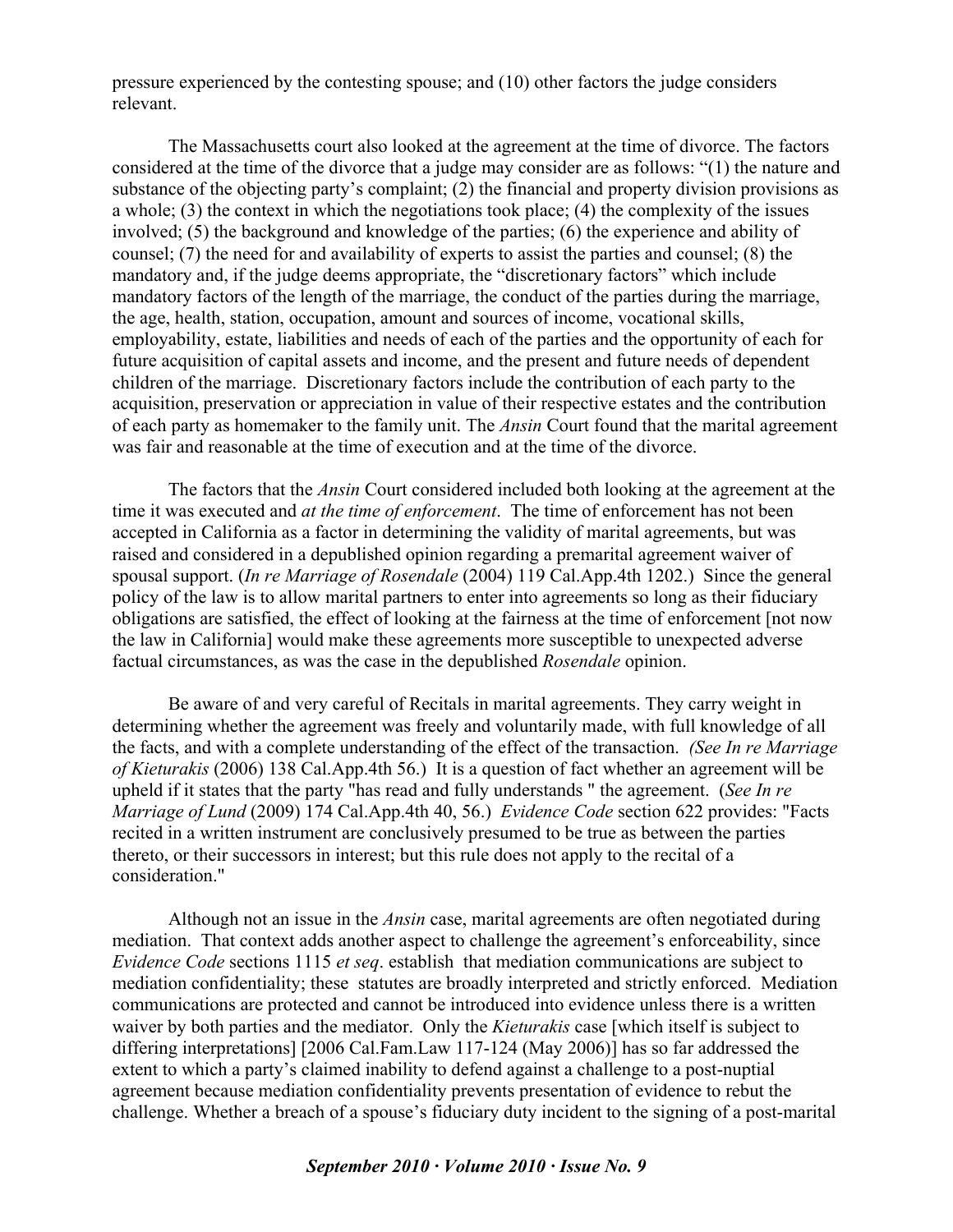pressure experienced by the contesting spouse; and (10) other factors the judge considers relevant.

The Massachusetts court also looked at the agreement at the time of divorce. The factors considered at the time of the divorce that a judge may consider are as follows: "(1) the nature and substance of the objecting party's complaint; (2) the financial and property division provisions as a whole; (3) the context in which the negotiations took place; (4) the complexity of the issues involved; (5) the background and knowledge of the parties; (6) the experience and ability of counsel; (7) the need for and availability of experts to assist the parties and counsel; (8) the mandatory and, if the judge deems appropriate, the "discretionary factors" which include mandatory factors of the length of the marriage, the conduct of the parties during the marriage, the age, health, station, occupation, amount and sources of income, vocational skills, employability, estate, liabilities and needs of each of the parties and the opportunity of each for future acquisition of capital assets and income, and the present and future needs of dependent children of the marriage. Discretionary factors include the contribution of each party to the acquisition, preservation or appreciation in value of their respective estates and the contribution of each party as homemaker to the family unit. The *Ansin* Court found that the marital agreement was fair and reasonable at the time of execution and at the time of the divorce.

The factors that the *Ansin* Court considered included both looking at the agreement at the time it was executed and *at the time of enforcement*. The time of enforcement has not been accepted in California as a factor in determining the validity of marital agreements, but was raised and considered in a depublished opinion regarding a premarital agreement waiver of spousal support. (*In re Marriage of Rosendale* (2004) 119 Cal.App.4th 1202.) Since the general policy of the law is to allow marital partners to enter into agreements so long as their fiduciary obligations are satisfied, the effect of looking at the fairness at the time of enforcement [not now the law in California] would make these agreements more susceptible to unexpected adverse factual circumstances, as was the case in the depublished *Rosendale* opinion.

Be aware of and very careful of Recitals in marital agreements. They carry weight in determining whether the agreement was freely and voluntarily made, with full knowledge of all the facts, and with a complete understanding of the effect of the transaction. *(See In re Marriage of Kieturakis* (2006) 138 Cal.App.4th 56.) It is a question of fact whether an agreement will be upheld if it states that the party "has read and fully understands " the agreement. (*See In re Marriage of Lund* (2009) 174 Cal.App.4th 40, 56.) *Evidence Code* section 622 provides: "Facts recited in a written instrument are conclusively presumed to be true as between the parties thereto, or their successors in interest; but this rule does not apply to the recital of a consideration."

Although not an issue in the *Ansin* case, marital agreements are often negotiated during mediation. That context adds another aspect to challenge the agreement's enforceability, since *Evidence Code* sections 1115 *et seq*. establish that mediation communications are subject to mediation confidentiality; these statutes are broadly interpreted and strictly enforced. Mediation communications are protected and cannot be introduced into evidence unless there is a written waiver by both parties and the mediator. Only the *Kieturakis* case [which itself is subject to differing interpretations] [2006 Cal.Fam.Law 117-124 (May 2006)] has so far addressed the extent to which a party's claimed inability to defend against a challenge to a post-nuptial agreement because mediation confidentiality prevents presentation of evidence to rebut the challenge. Whether a breach of a spouse's fiduciary duty incident to the signing of a post-marital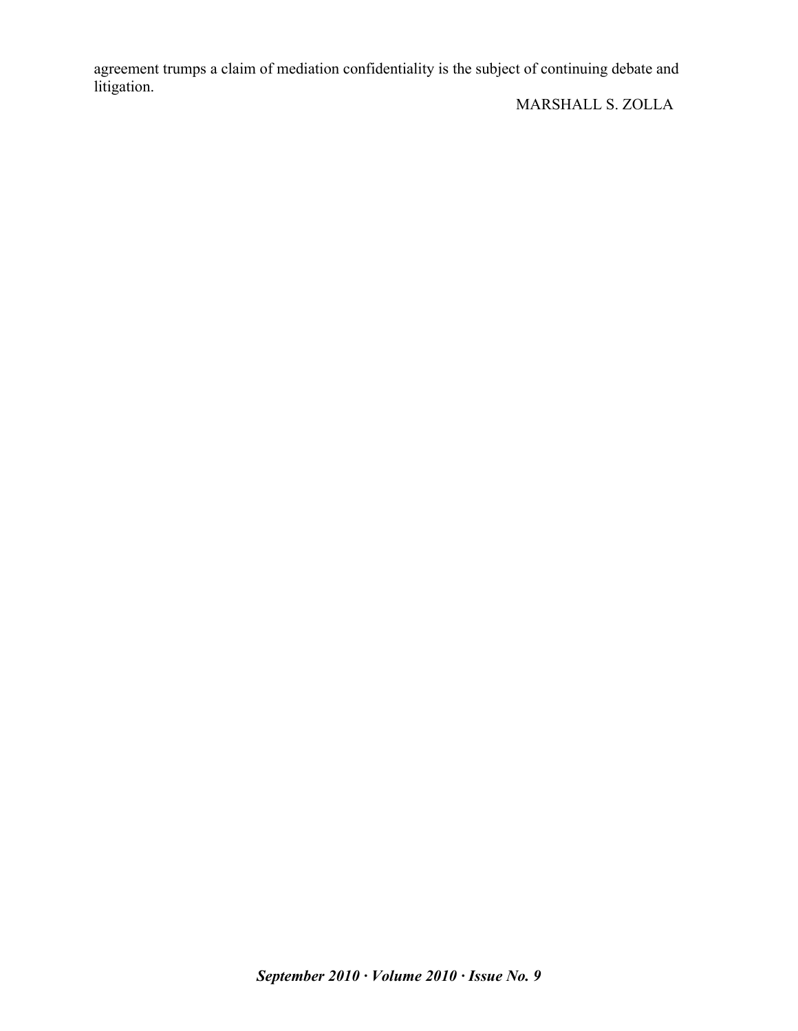agreement trumps a claim of mediation confidentiality is the subject of continuing debate and litigation.

MARSHALL S. ZOLLA